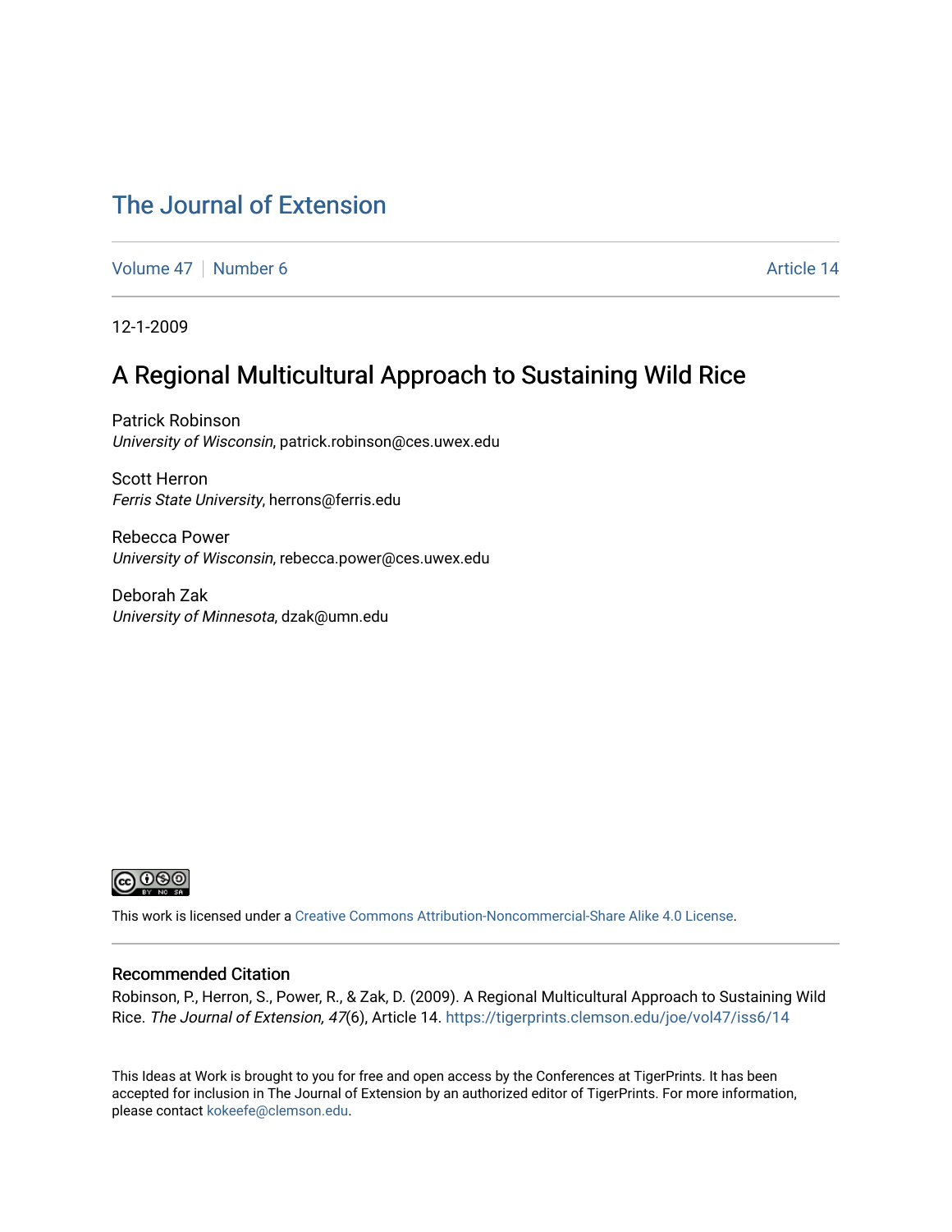# The Journal of Extension

Volume 47 | Number 6 | Article 14

12-1-2009

## A Regional Multicultural Approach to Sustaining Wild Rice

Patrick Robinson
*University of Wisconsin*, patrick.robinson@ces.uwex.edu

Scott Herron
*Ferris State University*, herrons@ferris.edu

Rebecca Power
*University of Wisconsin*, rebecca.power@ces.uwex.edu

Deborah Zak
*University of Minnesota*, dzak@umn.edu

This work is licensed under a Creative Commons Attribution-Noncommercial-Share Alike 4.0 License.

### Recommended Citation

Robinson, P., Herron, S., Power, R., & Zak, D. (2009). A Regional Multicultural Approach to Sustaining Wild Rice. *The Journal of Extension, 47*(6), Article 14. https://tigerprints.clemson.edu/joe/vol47/iss6/14

This Ideas at Work is brought to you for free and open access by the Conferences at TigerPrints. It has been accepted for inclusion in The Journal of Extension by an authorized editor of TigerPrints. For more information, please contact kokeefe@clemson.edu.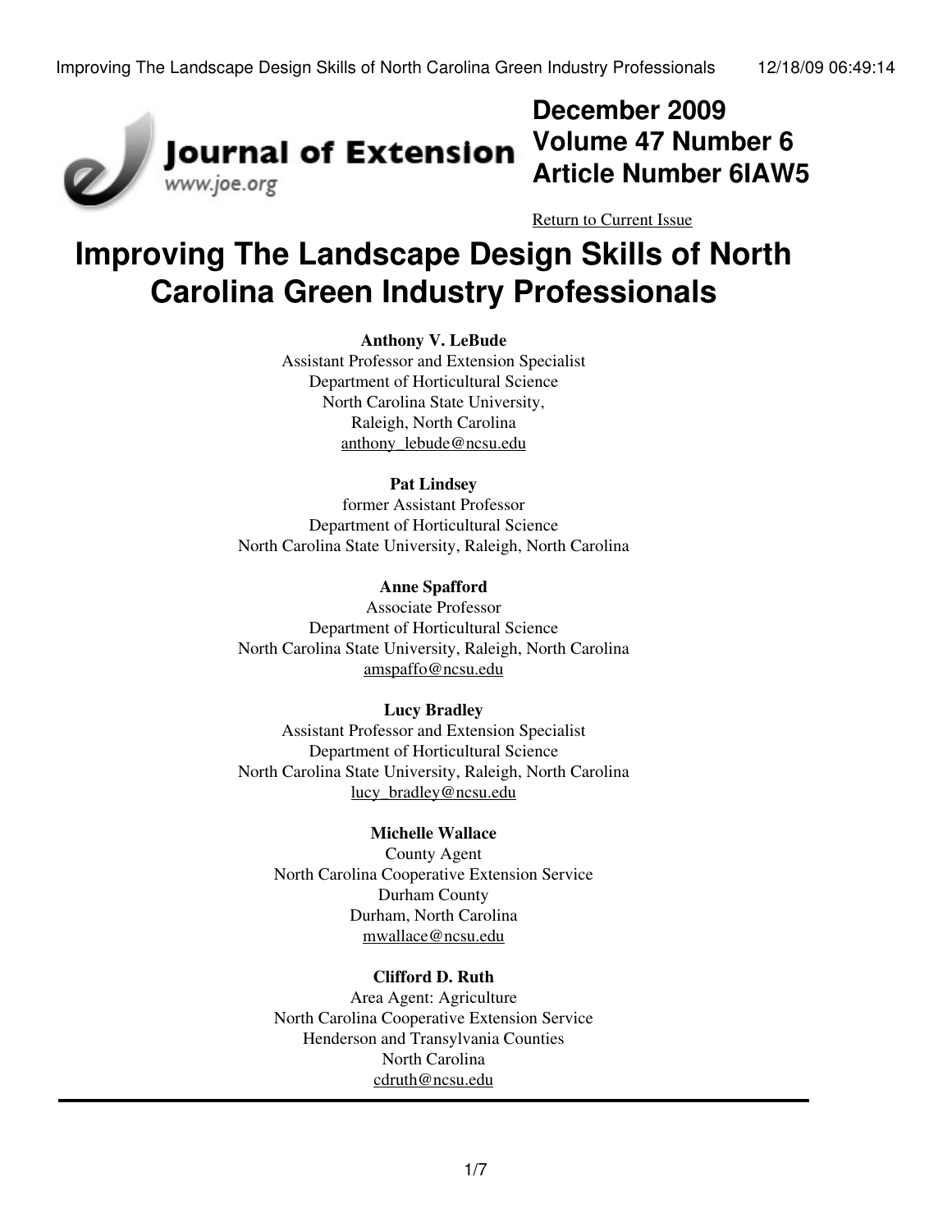December 2009
Volume 47 Number 6
Article Number 6IAW5

Return to Current Issue

# Improving The Landscape Design Skills of North Carolina Green Industry Professionals

**Anthony V. LeBude**
Assistant Professor and Extension Specialist
Department of Horticultural Science
North Carolina State University,
Raleigh, North Carolina
anthony_lebude@ncsu.edu

**Pat Lindsey**
former Assistant Professor
Department of Horticultural Science
North Carolina State University, Raleigh, North Carolina

**Anne Spafford**
Associate Professor
Department of Horticultural Science
North Carolina State University, Raleigh, North Carolina
amspaffo@ncsu.edu

**Lucy Bradley**
Assistant Professor and Extension Specialist
Department of Horticultural Science
North Carolina State University, Raleigh, North Carolina
lucy_bradley@ncsu.edu

**Michelle Wallace**
County Agent
North Carolina Cooperative Extension Service
Durham County
Durham, North Carolina
mwallace@ncsu.edu

**Clifford D. Ruth**
Area Agent: Agriculture
North Carolina Cooperative Extension Service
Henderson and Transylvania Counties
North Carolina
cdruth@ncsu.edu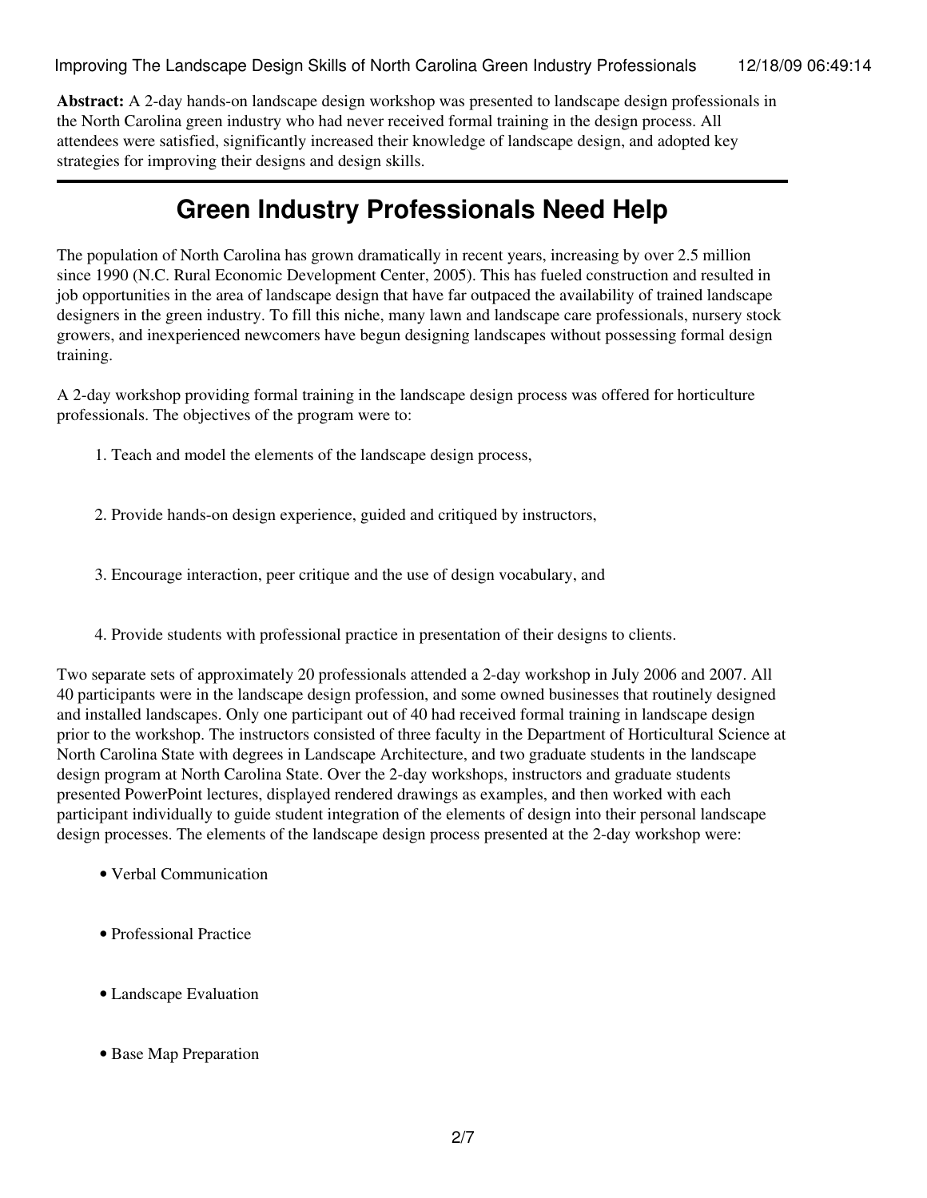**Abstract:** A 2-day hands-on landscape design workshop was presented to landscape design professionals in the North Carolina green industry who had never received formal training in the design process. All attendees were satisfied, significantly increased their knowledge of landscape design, and adopted key strategies for improving their designs and design skills.

## Green Industry Professionals Need Help

The population of North Carolina has grown dramatically in recent years, increasing by over 2.5 million since 1990 (N.C. Rural Economic Development Center, 2005). This has fueled construction and resulted in job opportunities in the area of landscape design that have far outpaced the availability of trained landscape designers in the green industry. To fill this niche, many lawn and landscape care professionals, nursery stock growers, and inexperienced newcomers have begun designing landscapes without possessing formal design training.

A 2-day workshop providing formal training in the landscape design process was offered for horticulture professionals. The objectives of the program were to:

1. Teach and model the elements of the landscape design process,
2. Provide hands-on design experience, guided and critiqued by instructors,
3. Encourage interaction, peer critique and the use of design vocabulary, and
4. Provide students with professional practice in presentation of their designs to clients.

Two separate sets of approximately 20 professionals attended a 2-day workshop in July 2006 and 2007. All 40 participants were in the landscape design profession, and some owned businesses that routinely designed and installed landscapes. Only one participant out of 40 had received formal training in landscape design prior to the workshop. The instructors consisted of three faculty in the Department of Horticultural Science at North Carolina State with degrees in Landscape Architecture, and two graduate students in the landscape design program at North Carolina State. Over the 2-day workshops, instructors and graduate students presented PowerPoint lectures, displayed rendered drawings as examples, and then worked with each participant individually to guide student integration of the elements of design into their personal landscape design processes. The elements of the landscape design process presented at the 2-day workshop were:

- Verbal Communication
- Professional Practice
- Landscape Evaluation
- Base Map Preparation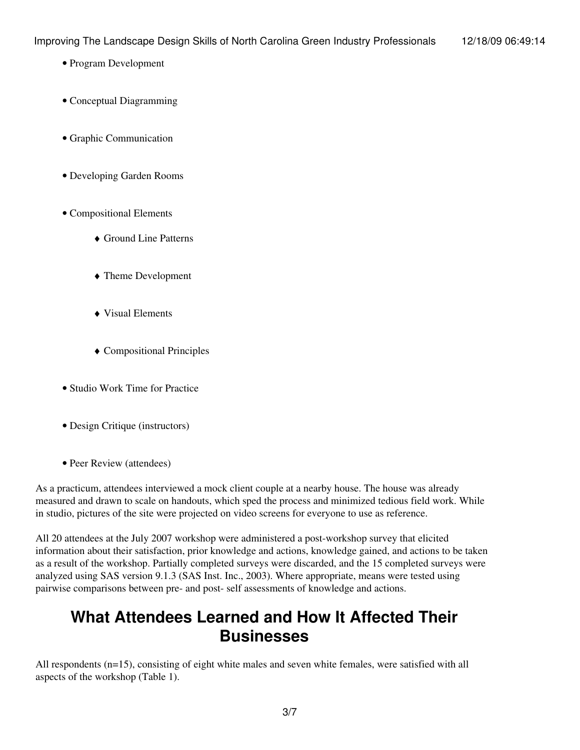- Program Development
- Conceptual Diagramming
- Graphic Communication
- Developing Garden Rooms
- Compositional Elements
    - Ground Line Patterns
    - Theme Development
    - Visual Elements
    - Compositional Principles
- Studio Work Time for Practice
- Design Critique (instructors)
- Peer Review (attendees)

As a practicum, attendees interviewed a mock client couple at a nearby house. The house was already measured and drawn to scale on handouts, which sped the process and minimized tedious field work. While in studio, pictures of the site were projected on video screens for everyone to use as reference.

All 20 attendees at the July 2007 workshop were administered a post-workshop survey that elicited information about their satisfaction, prior knowledge and actions, knowledge gained, and actions to be taken as a result of the workshop. Partially completed surveys were discarded, and the 15 completed surveys were analyzed using SAS version 9.1.3 (SAS Inst. Inc., 2003). Where appropriate, means were tested using pairwise comparisons between pre- and post- self assessments of knowledge and actions.

## What Attendees Learned and How It Affected Their Businesses

All respondents (n=15), consisting of eight white males and seven white females, were satisfied with all aspects of the workshop (Table 1).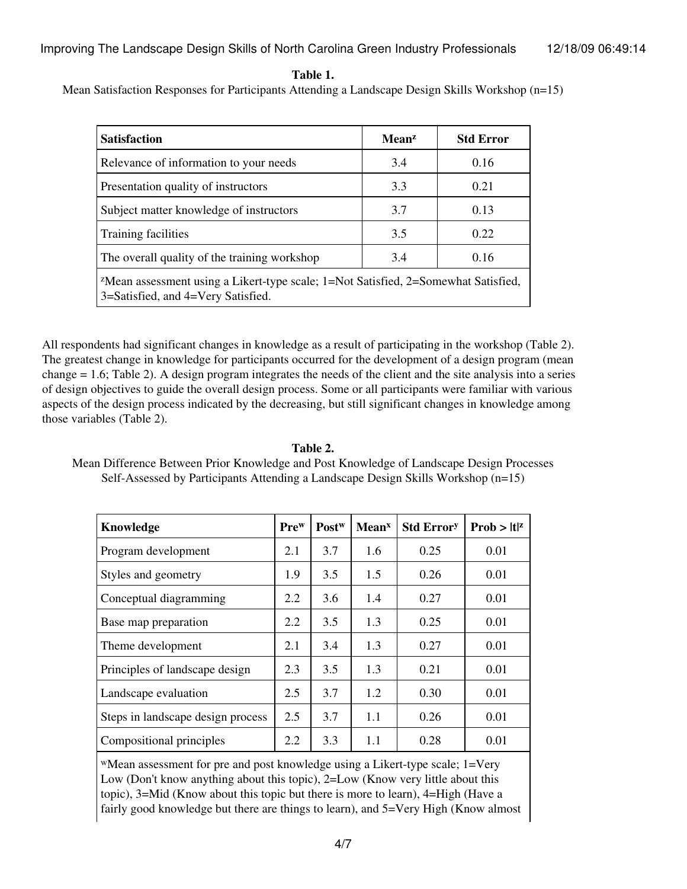**Table 1.**
Mean Satisfaction Responses for Participants Attending a Landscape Design Skills Workshop (n=15)

| Satisfaction | Mean[z] | Std Error |
|---|---|---|
| Relevance of information to your needs | 3.4 | 0.16 |
| Presentation quality of instructors | 3.3 | 0.21 |
| Subject matter knowledge of instructors | 3.7 | 0.13 |
| Training facilities | 3.5 | 0.22 |
| The overall quality of the training workshop | 3.4 | 0.16 |

[z]Mean assessment using a Likert-type scale; 1=Not Satisfied, 2=Somewhat Satisfied, 3=Satisfied, and 4=Very Satisfied.

All respondents had significant changes in knowledge as a result of participating in the workshop (Table 2). The greatest change in knowledge for participants occurred for the development of a design program (mean change = 1.6; Table 2). A design program integrates the needs of the client and the site analysis into a series of design objectives to guide the overall design process. Some or all participants were familiar with various aspects of the design process indicated by the decreasing, but still significant changes in knowledge among those variables (Table 2).

**Table 2.**
Mean Difference Between Prior Knowledge and Post Knowledge of Landscape Design Processes Self-Assessed by Participants Attending a Landscape Design Skills Workshop (n=15)

| Knowledge | Pre[w] | Post[w] | Mean[x] | Std Error[y] | Prob > \|t\|[z] |
|---|---|---|---|---|---|
| Program development | 2.1 | 3.7 | 1.6 | 0.25 | 0.01 |
| Styles and geometry | 1.9 | 3.5 | 1.5 | 0.26 | 0.01 |
| Conceptual diagramming | 2.2 | 3.6 | 1.4 | 0.27 | 0.01 |
| Base map preparation | 2.2 | 3.5 | 1.3 | 0.25 | 0.01 |
| Theme development | 2.1 | 3.4 | 1.3 | 0.27 | 0.01 |
| Principles of landscape design | 2.3 | 3.5 | 1.3 | 0.21 | 0.01 |
| Landscape evaluation | 2.5 | 3.7 | 1.2 | 0.30 | 0.01 |
| Steps in landscape design process | 2.5 | 3.7 | 1.1 | 0.26 | 0.01 |
| Compositional principles | 2.2 | 3.3 | 1.1 | 0.28 | 0.01 |

[w]Mean assessment for pre and post knowledge using a Likert-type scale; 1=Very Low (Don't know anything about this topic), 2=Low (Know very little about this topic), 3=Mid (Know about this topic but there is more to learn), 4=High (Have a fairly good knowledge but there are things to learn), and 5=Very High (Know almost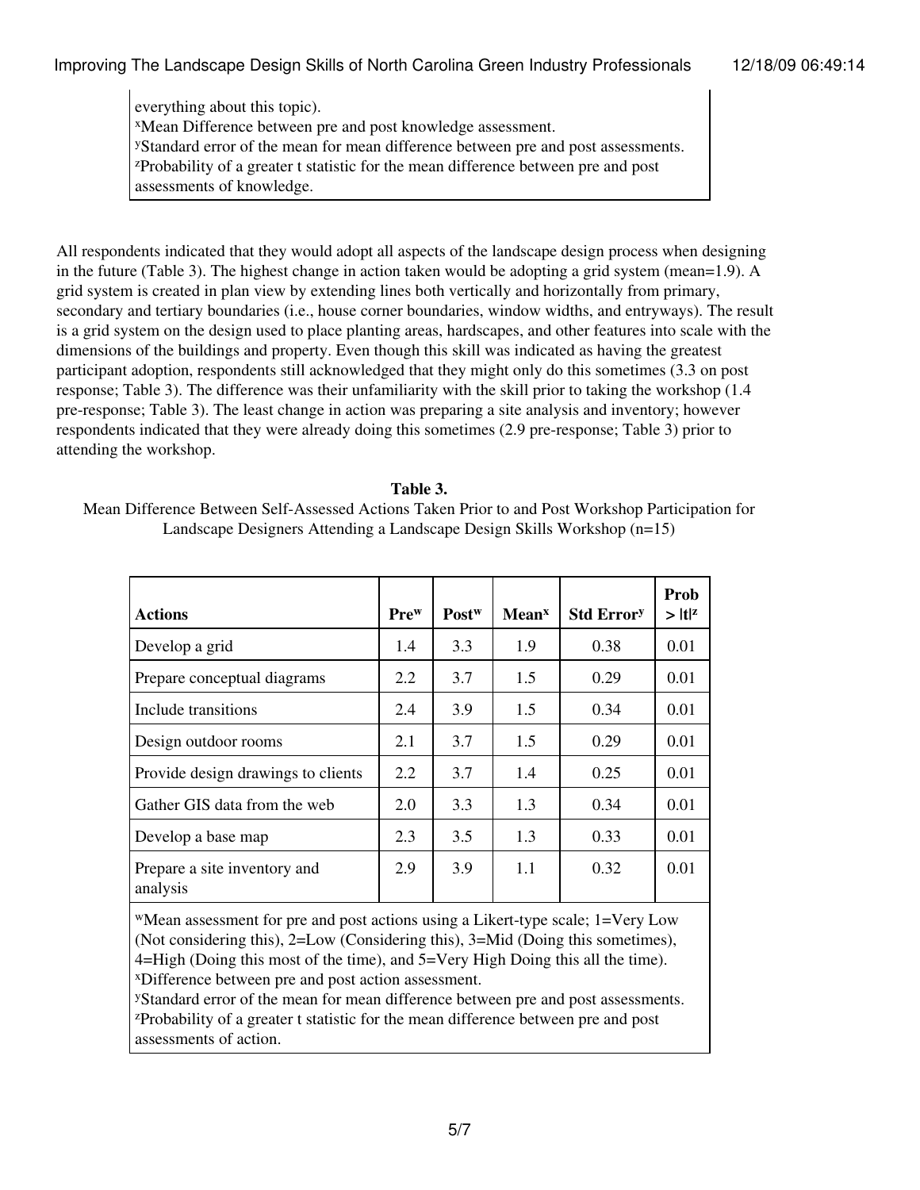everything about this topic).
[x]Mean Difference between pre and post knowledge assessment.
[y]Standard error of the mean for mean difference between pre and post assessments.
[z]Probability of a greater t statistic for the mean difference between pre and post assessments of knowledge.

All respondents indicated that they would adopt all aspects of the landscape design process when designing in the future (Table 3). The highest change in action taken would be adopting a grid system (mean=1.9). A grid system is created in plan view by extending lines both vertically and horizontally from primary, secondary and tertiary boundaries (i.e., house corner boundaries, window widths, and entryways). The result is a grid system on the design used to place planting areas, hardscapes, and other features into scale with the dimensions of the buildings and property. Even though this skill was indicated as having the greatest participant adoption, respondents still acknowledged that they might only do this sometimes (3.3 on post response; Table 3). The difference was their unfamiliarity with the skill prior to taking the workshop (1.4 pre-response; Table 3). The least change in action was preparing a site analysis and inventory; however respondents indicated that they were already doing this sometimes (2.9 pre-response; Table 3) prior to attending the workshop.

**Table 3.**

Mean Difference Between Self-Assessed Actions Taken Prior to and Post Workshop Participation for Landscape Designers Attending a Landscape Design Skills Workshop (n=15)

| Actions | Pre[w] | Post[w] | Mean[x] | Std Error[y] | Prob > \|t\|[z] |
|---|---|---|---|---|---|
| Develop a grid | 1.4 | 3.3 | 1.9 | 0.38 | 0.01 |
| Prepare conceptual diagrams | 2.2 | 3.7 | 1.5 | 0.29 | 0.01 |
| Include transitions | 2.4 | 3.9 | 1.5 | 0.34 | 0.01 |
| Design outdoor rooms | 2.1 | 3.7 | 1.5 | 0.29 | 0.01 |
| Provide design drawings to clients | 2.2 | 3.7 | 1.4 | 0.25 | 0.01 |
| Gather GIS data from the web | 2.0 | 3.3 | 1.3 | 0.34 | 0.01 |
| Develop a base map | 2.3 | 3.5 | 1.3 | 0.33 | 0.01 |
| Prepare a site inventory and analysis | 2.9 | 3.9 | 1.1 | 0.32 | 0.01 |

[w]Mean assessment for pre and post actions using a Likert-type scale; 1=Very Low (Not considering this), 2=Low (Considering this), 3=Mid (Doing this sometimes), 4=High (Doing this most of the time), and 5=Very High Doing this all the time).
[x]Difference between pre and post action assessment.
[y]Standard error of the mean for mean difference between pre and post assessments.
[z]Probability of a greater t statistic for the mean difference between pre and post assessments of action.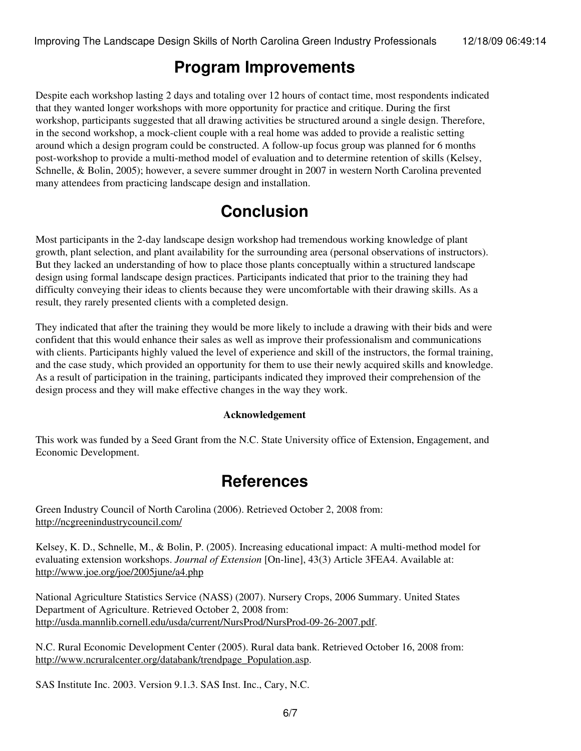## Program Improvements

Despite each workshop lasting 2 days and totaling over 12 hours of contact time, most respondents indicated that they wanted longer workshops with more opportunity for practice and critique. During the first workshop, participants suggested that all drawing activities be structured around a single design. Therefore, in the second workshop, a mock-client couple with a real home was added to provide a realistic setting around which a design program could be constructed. A follow-up focus group was planned for 6 months post-workshop to provide a multi-method model of evaluation and to determine retention of skills (Kelsey, Schnelle, & Bolin, 2005); however, a severe summer drought in 2007 in western North Carolina prevented many attendees from practicing landscape design and installation.

## Conclusion

Most participants in the 2-day landscape design workshop had tremendous working knowledge of plant growth, plant selection, and plant availability for the surrounding area (personal observations of instructors). But they lacked an understanding of how to place those plants conceptually within a structured landscape design using formal landscape design practices. Participants indicated that prior to the training they had difficulty conveying their ideas to clients because they were uncomfortable with their drawing skills. As a result, they rarely presented clients with a completed design.

They indicated that after the training they would be more likely to include a drawing with their bids and were confident that this would enhance their sales as well as improve their professionalism and communications with clients. Participants highly valued the level of experience and skill of the instructors, the formal training, and the case study, which provided an opportunity for them to use their newly acquired skills and knowledge. As a result of participation in the training, participants indicated they improved their comprehension of the design process and they will make effective changes in the way they work.

**Acknowledgement**

This work was funded by a Seed Grant from the N.C. State University office of Extension, Engagement, and Economic Development.

## References

Green Industry Council of North Carolina (2006). Retrieved October 2, 2008 from: http://ncgreenindustrycouncil.com/

Kelsey, K. D., Schnelle, M., & Bolin, P. (2005). Increasing educational impact: A multi-method model for evaluating extension workshops. *Journal of Extension* [On-line], 43(3) Article 3FEA4. Available at: http://www.joe.org/joe/2005june/a4.php

National Agriculture Statistics Service (NASS) (2007). Nursery Crops, 2006 Summary. United States Department of Agriculture. Retrieved October 2, 2008 from: http://usda.mannlib.cornell.edu/usda/current/NursProd/NursProd-09-26-2007.pdf.

N.C. Rural Economic Development Center (2005). Rural data bank. Retrieved October 16, 2008 from: http://www.ncruralcenter.org/databank/trendpage_Population.asp.

SAS Institute Inc. 2003. Version 9.1.3. SAS Inst. Inc., Cary, N.C.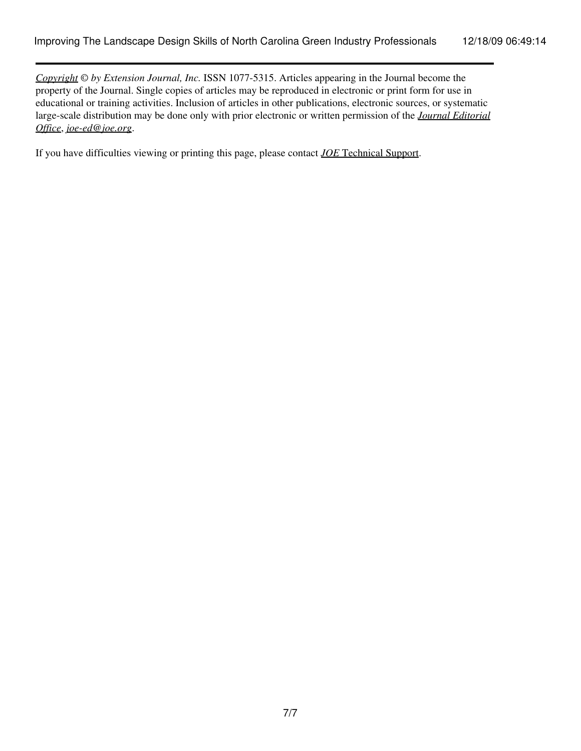*Copyright* © *by Extension Journal, Inc.* ISSN 1077-5315. Articles appearing in the Journal become the property of the Journal. Single copies of articles may be reproduced in electronic or print form for use in educational or training activities. Inclusion of articles in other publications, electronic sources, or systematic large-scale distribution may be done only with prior electronic or written permission of the ***Journal Editorial Office***, *joe-ed@joe.org*.

If you have difficulties viewing or printing this page, please contact *JOE* Technical Support.